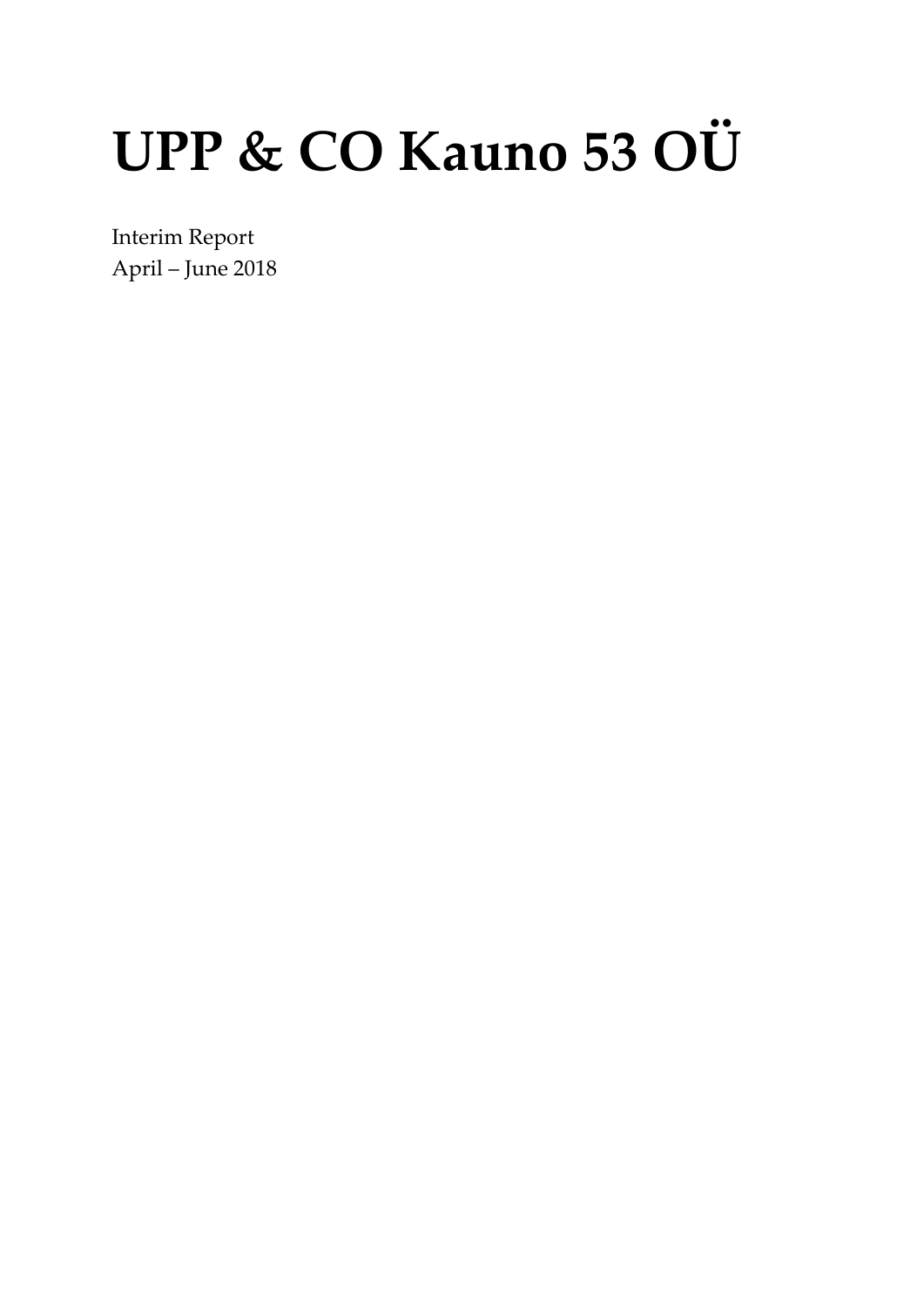# UPP & CO Kauno 53 OÜ

Interim Report
April – June 2018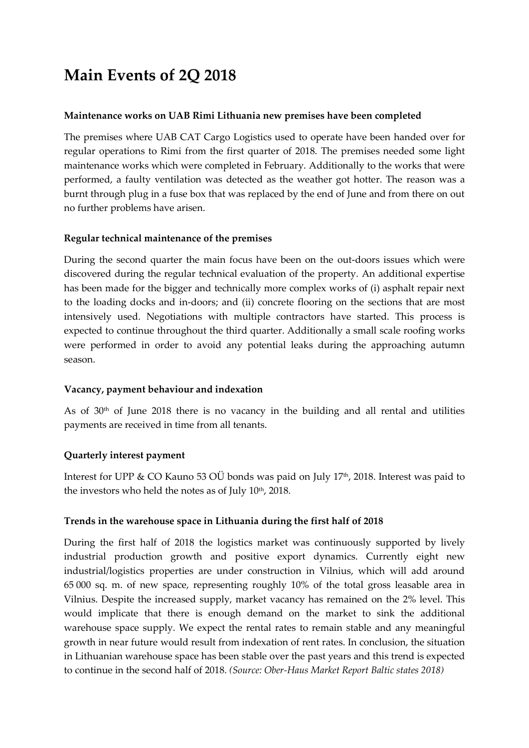# Main Events of 2Q 2018

**Maintenance works on UAB Rimi Lithuania new premises have been completed**

The premises where UAB CAT Cargo Logistics used to operate have been handed over for regular operations to Rimi from the first quarter of 2018. The premises needed some light maintenance works which were completed in February. Additionally to the works that were performed, a faulty ventilation was detected as the weather got hotter. The reason was a burnt through plug in a fuse box that was replaced by the end of June and from there on out no further problems have arisen.

**Regular technical maintenance of the premises**

During the second quarter the main focus have been on the out-doors issues which were discovered during the regular technical evaluation of the property. An additional expertise has been made for the bigger and technically more complex works of (i) asphalt repair next to the loading docks and in-doors; and (ii) concrete flooring on the sections that are most intensively used. Negotiations with multiple contractors have started. This process is expected to continue throughout the third quarter. Additionally a small scale roofing works were performed in order to avoid any potential leaks during the approaching autumn season.

**Vacancy, payment behaviour and indexation**

As of 30th of June 2018 there is no vacancy in the building and all rental and utilities payments are received in time from all tenants.

**Quarterly interest payment**

Interest for UPP & CO Kauno 53 OÜ bonds was paid on July 17th, 2018. Interest was paid to the investors who held the notes as of July 10th, 2018.

**Trends in the warehouse space in Lithuania during the first half of 2018**

During the first half of 2018 the logistics market was continuously supported by lively industrial production growth and positive export dynamics. Currently eight new industrial/logistics properties are under construction in Vilnius, which will add around 65 000 sq. m. of new space, representing roughly 10% of the total gross leasable area in Vilnius. Despite the increased supply, market vacancy has remained on the 2% level. This would implicate that there is enough demand on the market to sink the additional warehouse space supply. We expect the rental rates to remain stable and any meaningful growth in near future would result from indexation of rent rates. In conclusion, the situation in Lithuanian warehouse space has been stable over the past years and this trend is expected to continue in the second half of 2018. *(Source: Ober-Haus Market Report Baltic states 2018)*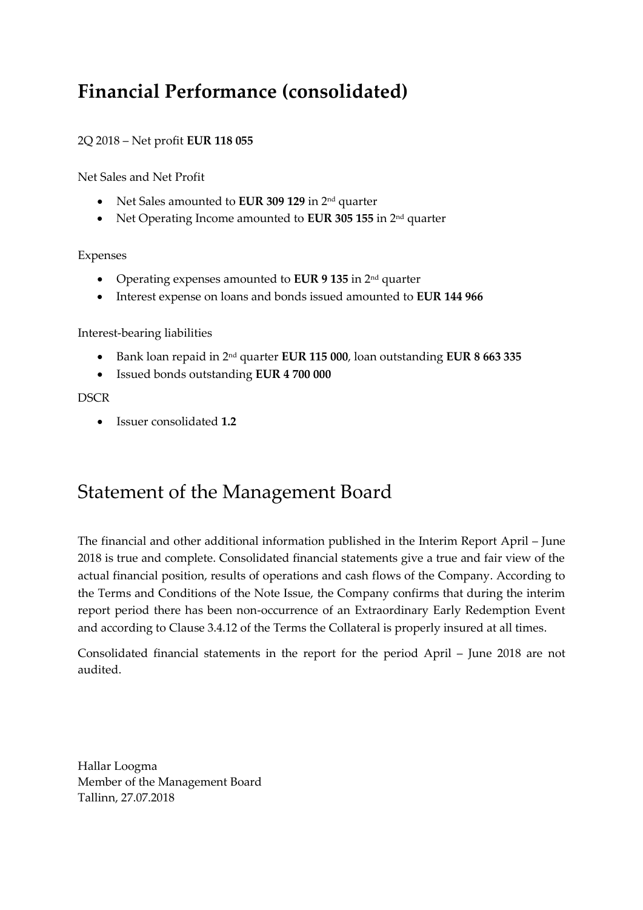# Financial Performance (consolidated)

2Q 2018 – Net profit **EUR 118 055**

Net Sales and Net Profit

- Net Sales amounted to **EUR 309 129** in 2nd quarter
- Net Operating Income amounted to **EUR 305 155** in 2nd quarter

Expenses

- Operating expenses amounted to **EUR 9 135** in 2nd quarter
- Interest expense on loans and bonds issued amounted to **EUR 144 966**

Interest-bearing liabilities

- Bank loan repaid in 2nd quarter **EUR 115 000**, loan outstanding **EUR 8 663 335**
- Issued bonds outstanding **EUR 4 700 000**

DSCR

- Issuer consolidated **1.2**

# Statement of the Management Board

The financial and other additional information published in the Interim Report April – June 2018 is true and complete. Consolidated financial statements give a true and fair view of the actual financial position, results of operations and cash flows of the Company. According to the Terms and Conditions of the Note Issue, the Company confirms that during the interim report period there has been non-occurrence of an Extraordinary Early Redemption Event and according to Clause 3.4.12 of the Terms the Collateral is properly insured at all times.

Consolidated financial statements in the report for the period April – June 2018 are not audited.

Hallar Loogma
Member of the Management Board
Tallinn, 27.07.2018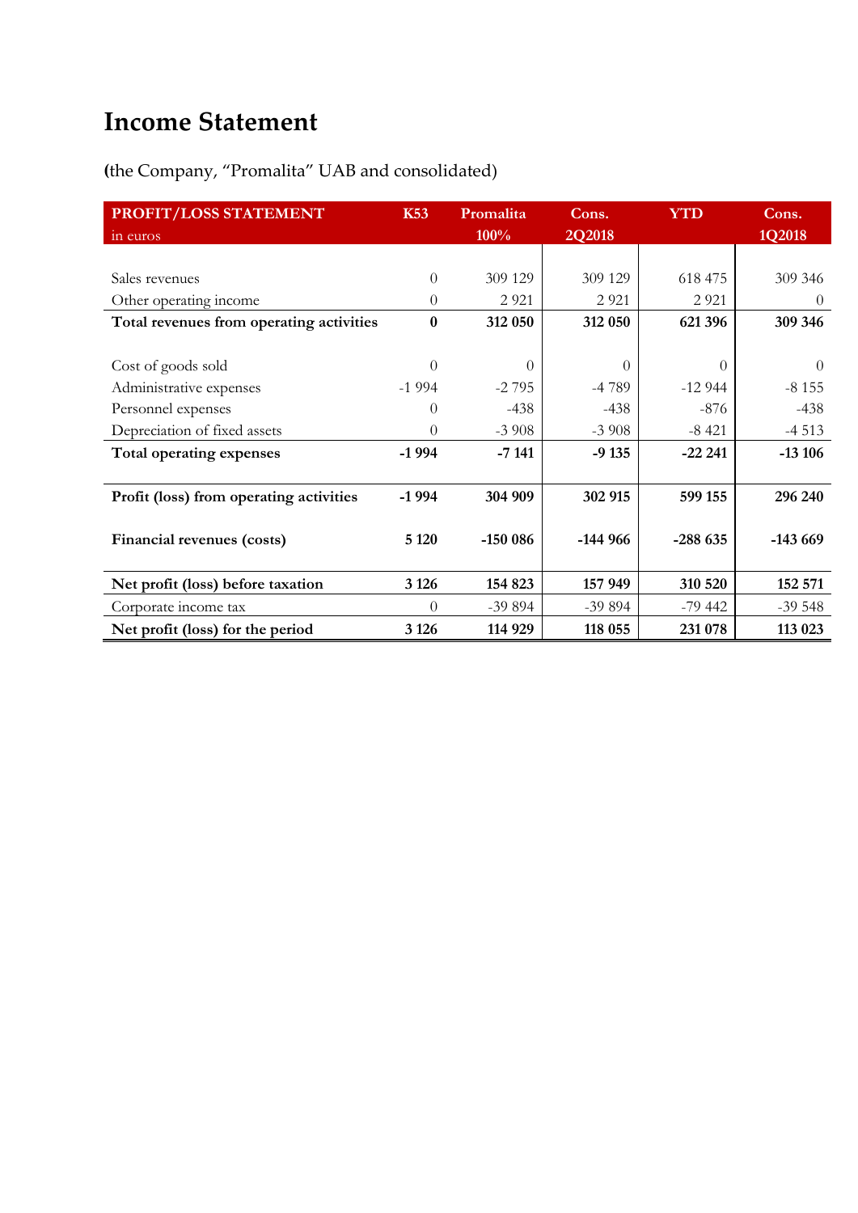# Income Statement

**(**the Company, "Promalita" UAB and consolidated)

| PROFIT/LOSS STATEMENT in euros | K53 | Promalita 100% | Cons. 2Q2018 | YTD | Cons. 1Q2018 |
|---|---|---|---|---|---|
| Sales revenues | 0 | 309 129 | 309 129 | 618 475 | 309 346 |
| Other operating income | 0 | 2 921 | 2 921 | 2 921 | 0 |
| **Total revenues from operating activities** | **0** | **312 050** | **312 050** | **621 396** | **309 346** |
| Cost of goods sold | 0 | 0 | 0 | 0 | 0 |
| Administrative expenses | -1 994 | -2 795 | -4 789 | -12 944 | -8 155 |
| Personnel expenses | 0 | -438 | -438 | -876 | -438 |
| Depreciation of fixed assets | 0 | -3 908 | -3 908 | -8 421 | -4 513 |
| **Total operating expenses** | **-1 994** | **-7 141** | **-9 135** | **-22 241** | **-13 106** |
| **Profit (loss) from operating activities** | **-1 994** | **304 909** | **302 915** | **599 155** | **296 240** |
| **Financial revenues (costs)** | **5 120** | **-150 086** | **-144 966** | **-288 635** | **-143 669** |
| **Net profit (loss) before taxation** | **3 126** | **154 823** | **157 949** | **310 520** | **152 571** |
| Corporate income tax | 0 | -39 894 | -39 894 | -79 442 | -39 548 |
| **Net profit (loss) for the period** | **3 126** | **114 929** | **118 055** | **231 078** | **113 023** |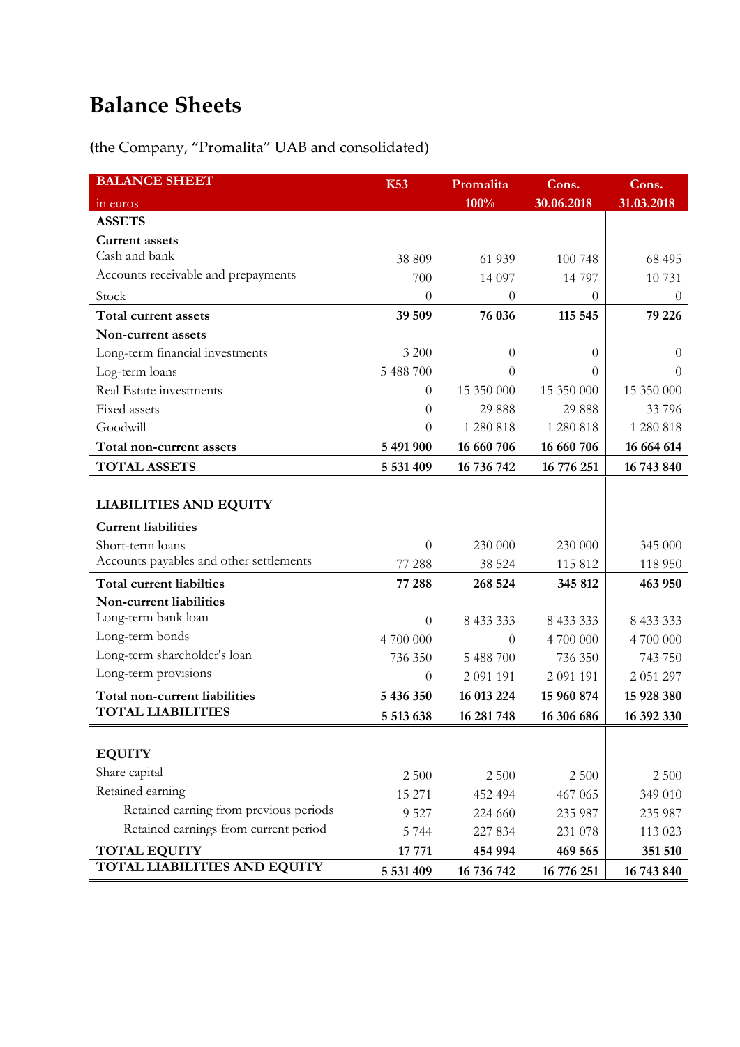# Balance Sheets

**(**the Company, "Promalita" UAB and consolidated)

| BALANCE SHEET<br>in euros | K53 | Promalita<br>100% | Cons.<br>30.06.2018 | Cons.<br>31.03.2018 |
|---|---|---|---|---|
| **ASSETS** | | | | |
| **Current assets** | | | | |
| Cash and bank | 38 809 | 61 939 | 100 748 | 68 495 |
| Accounts receivable and prepayments | 700 | 14 097 | 14 797 | 10 731 |
| Stock | 0 | 0 | 0 | 0 |
| **Total current assets** | **39 509** | **76 036** | **115 545** | **79 226** |
| **Non-current assets** | | | | |
| Long-term financial investments | 3 200 | 0 | 0 | 0 |
| Log-term loans | 5 488 700 | 0 | 0 | 0 |
| Real Estate investments | 0 | 15 350 000 | 15 350 000 | 15 350 000 |
| Fixed assets | 0 | 29 888 | 29 888 | 33 796 |
| Goodwill | 0 | 1 280 818 | 1 280 818 | 1 280 818 |
| **Total non-current assets** | **5 491 900** | **16 660 706** | **16 660 706** | **16 664 614** |
| **TOTAL ASSETS** | **5 531 409** | **16 736 742** | **16 776 251** | **16 743 840** |
| **LIABILITIES AND EQUITY** | | | | |
| **Current liabilities** | | | | |
| Short-term loans | 0 | 230 000 | 230 000 | 345 000 |
| Accounts payables and other settlements | 77 288 | 38 524 | 115 812 | 118 950 |
| **Total current liabilties** | **77 288** | **268 524** | **345 812** | **463 950** |
| **Non-current liabilities** | | | | |
| Long-term bank loan | 0 | 8 433 333 | 8 433 333 | 8 433 333 |
| Long-term bonds | 4 700 000 | 0 | 4 700 000 | 4 700 000 |
| Long-term shareholder's loan | 736 350 | 5 488 700 | 736 350 | 743 750 |
| Long-term provisions | 0 | 2 091 191 | 2 091 191 | 2 051 297 |
| **Total non-current liabilities** | **5 436 350** | **16 013 224** | **15 960 874** | **15 928 380** |
| **TOTAL LIABILITIES** | **5 513 638** | **16 281 748** | **16 306 686** | **16 392 330** |
| **EQUITY** | | | | |
| Share capital | 2 500 | 2 500 | 2 500 | 2 500 |
| Retained earning | 15 271 | 452 494 | 467 065 | 349 010 |
| Retained earning from previous periods | 9 527 | 224 660 | 235 987 | 235 987 |
| Retained earnings from current period | 5 744 | 227 834 | 231 078 | 113 023 |
| **TOTAL EQUITY** | **17 771** | **454 994** | **469 565** | **351 510** |
| **TOTAL LIABILITIES AND EQUITY** | **5 531 409** | **16 736 742** | **16 776 251** | **16 743 840** |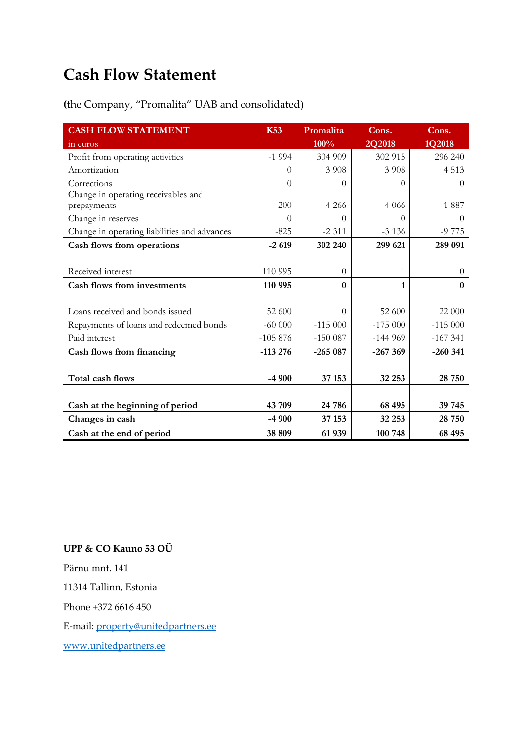# Cash Flow Statement

**(**the Company, "Promalita" UAB and consolidated)

| CASH FLOW STATEMENT in euros | K53 | Promalita 100% | Cons. 2Q2018 | Cons. 1Q2018 |
|---|---|---|---|---|
| Profit from operating activities | -1 994 | 304 909 | 302 915 | 296 240 |
| Amortization | 0 | 3 908 | 3 908 | 4 513 |
| Corrections | 0 | 0 | 0 | 0 |
| Change in operating receivables and prepayments | 200 | -4 266 | -4 066 | -1 887 |
| Change in reserves | 0 | 0 | 0 | 0 |
| Change in operating liabilities and advances | -825 | -2 311 | -3 136 | -9 775 |
| **Cash flows from operations** | **-2 619** | **302 240** | **299 621** | **289 091** |
| | | | | |
| Received interest | 110 995 | 0 | 1 | 0 |
| **Cash flows from investments** | **110 995** | **0** | **1** | **0** |
| | | | | |
| Loans received and bonds issued | 52 600 | 0 | 52 600 | 22 000 |
| Repayments of loans and redeemed bonds | -60 000 | -115 000 | -175 000 | -115 000 |
| Paid interest | -105 876 | -150 087 | -144 969 | -167 341 |
| **Cash flows from financing** | **-113 276** | **-265 087** | **-267 369** | **-260 341** |
| | | | | |
| **Total cash flows** | **-4 900** | **37 153** | **32 253** | **28 750** |
| | | | | |
| **Cash at the beginning of period** | **43 709** | **24 786** | **68 495** | **39 745** |
| **Changes in cash** | **-4 900** | **37 153** | **32 253** | **28 750** |
| **Cash at the end of period** | **38 809** | **61 939** | **100 748** | **68 495** |

**UPP & CO Kauno 53 OÜ**

Pärnu mnt. 141

11314 Tallinn, Estonia

Phone +372 6616 450

E-mail: property@unitedpartners.ee

www.unitedpartners.ee